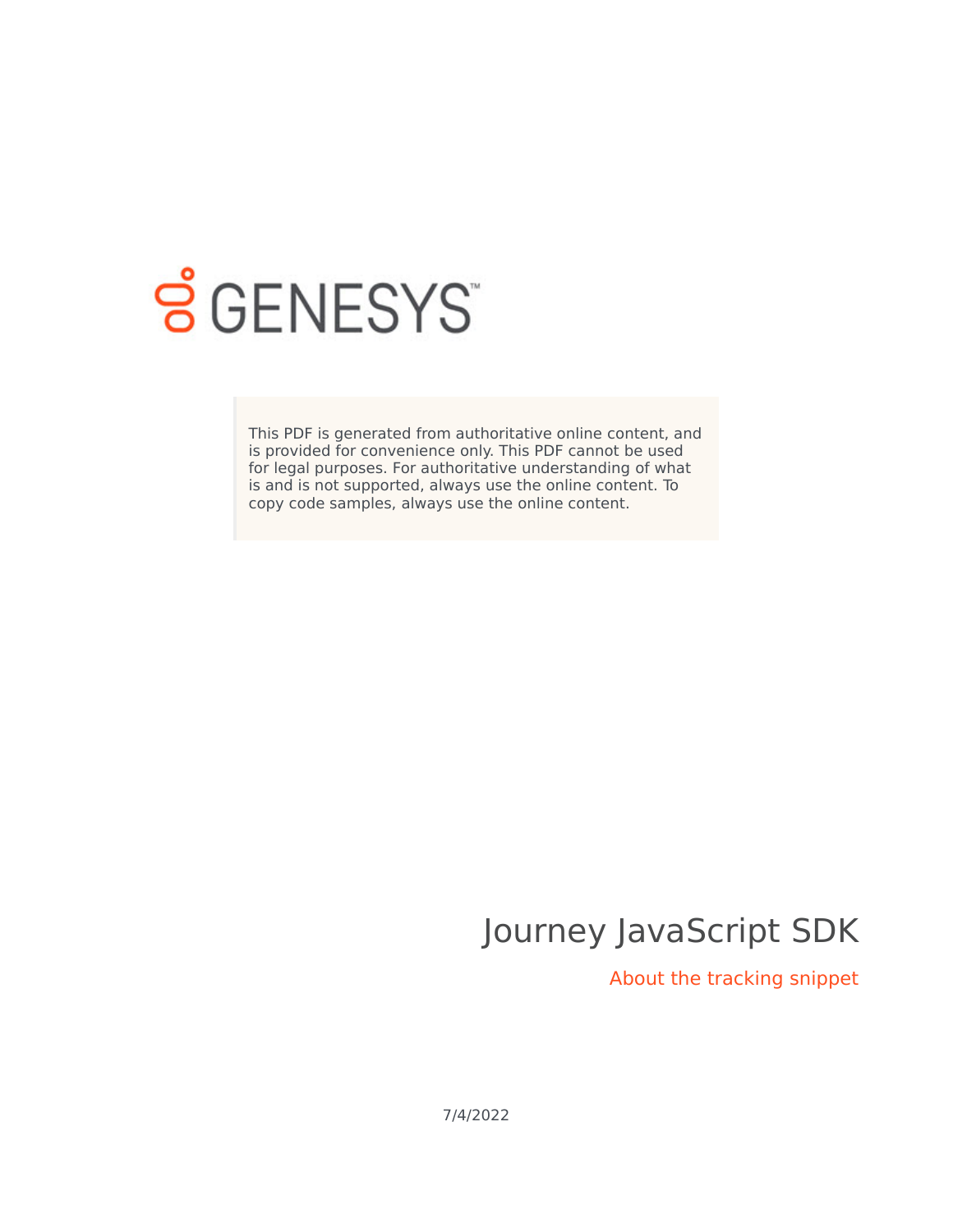GENESYS

This PDF is generated from authoritative online content, and is provided for convenience only. This PDF cannot be used for legal purposes. For authoritative understanding of what is and is not supported, always use the online content. To copy code samples, always use the online content.

# Journey JavaScript SDK

## About the tracking snippet

7/4/2022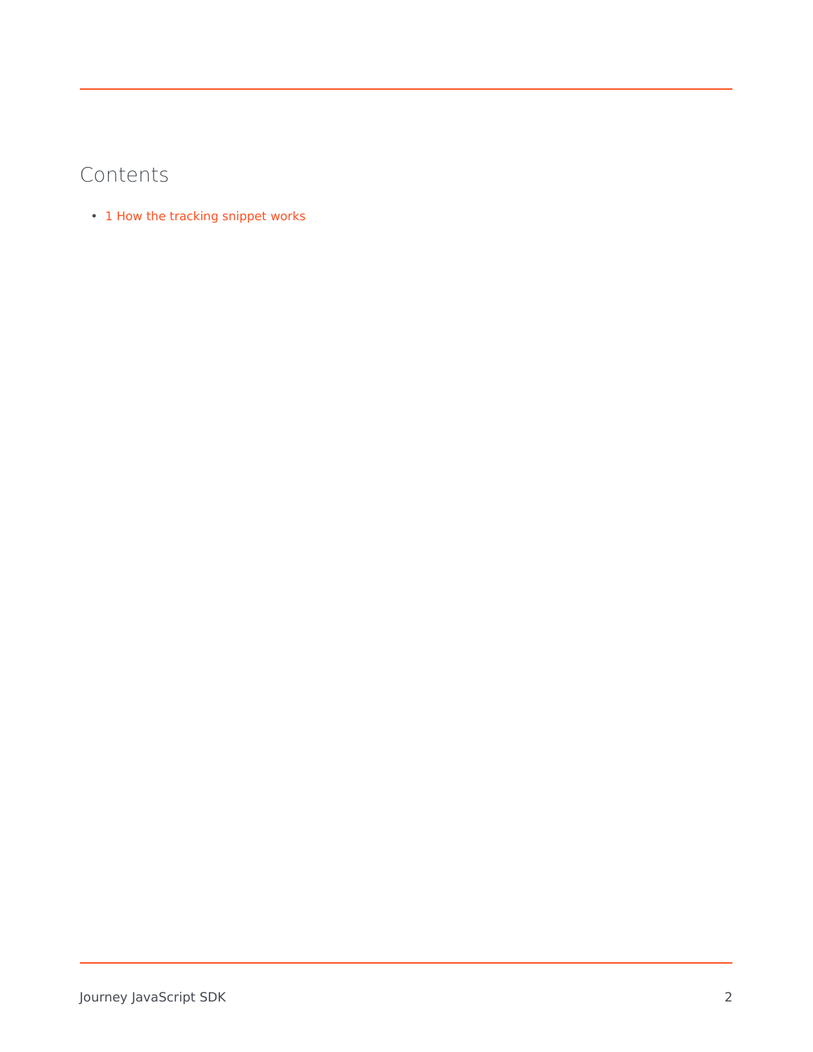# Contents

- 1 How the tracking snippet works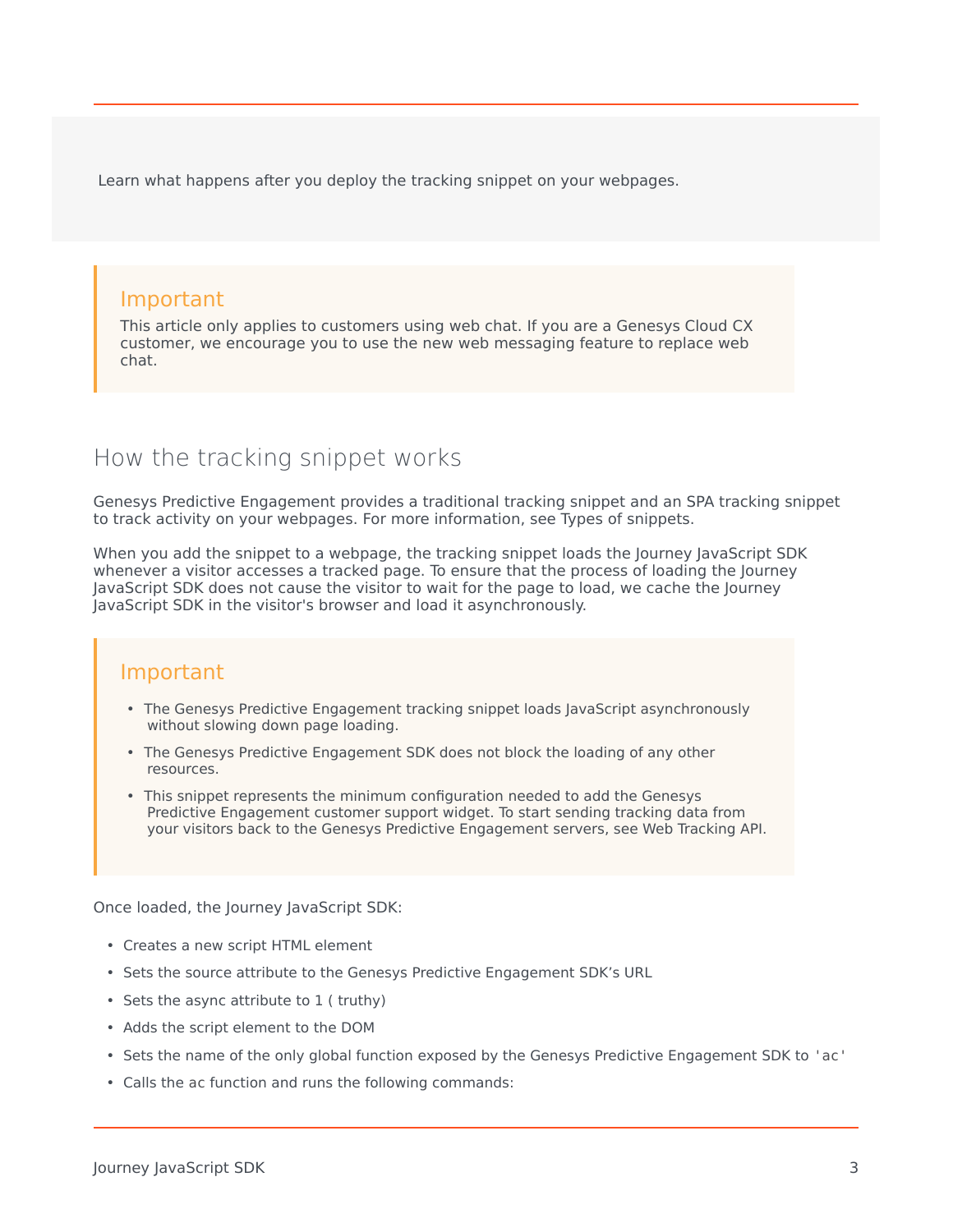Learn what happens after you deploy the tracking snippet on your webpages.

**Important**

This article only applies to customers using web chat. If you are a Genesys Cloud CX customer, we encourage you to use the new web messaging feature to replace web chat.

## How the tracking snippet works

Genesys Predictive Engagement provides a traditional tracking snippet and an SPA tracking snippet to track activity on your webpages. For more information, see Types of snippets.

When you add the snippet to a webpage, the tracking snippet loads the Journey JavaScript SDK whenever a visitor accesses a tracked page. To ensure that the process of loading the Journey JavaScript SDK does not cause the visitor to wait for the page to load, we cache the Journey JavaScript SDK in the visitor's browser and load it asynchronously.

**Important**

- The Genesys Predictive Engagement tracking snippet loads JavaScript asynchronously without slowing down page loading.
- The Genesys Predictive Engagement SDK does not block the loading of any other resources.
- This snippet represents the minimum configuration needed to add the Genesys Predictive Engagement customer support widget. To start sending tracking data from your visitors back to the Genesys Predictive Engagement servers, see Web Tracking API.

Once loaded, the Journey JavaScript SDK:

- Creates a new script HTML element
- Sets the source attribute to the Genesys Predictive Engagement SDK's URL
- Sets the async attribute to 1 ( truthy)
- Adds the script element to the DOM
- Sets the name of the only global function exposed by the Genesys Predictive Engagement SDK to `'ac'`
- Calls the ac function and runs the following commands: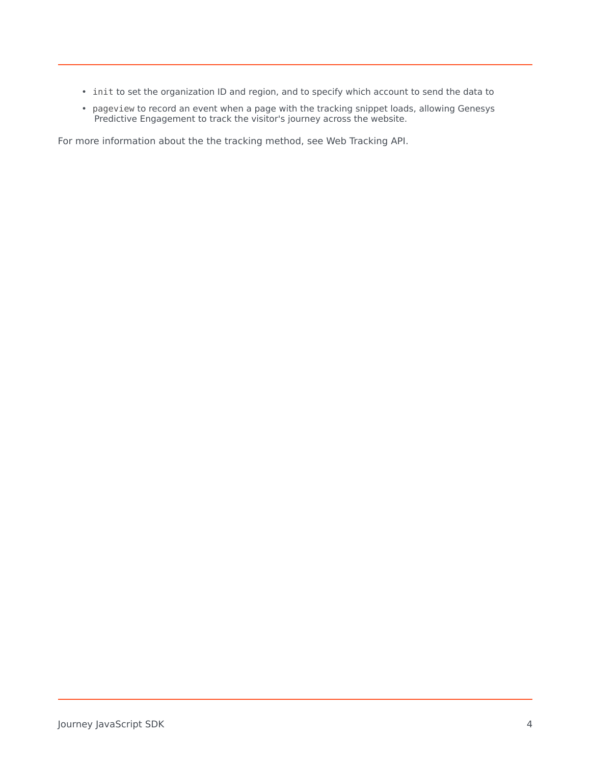- `init` to set the organization ID and region, and to specify which account to send the data to
- `pageview` to record an event when a page with the tracking snippet loads, allowing Genesys Predictive Engagement to track the visitor's journey across the website.

For more information about the the tracking method, see Web Tracking API.